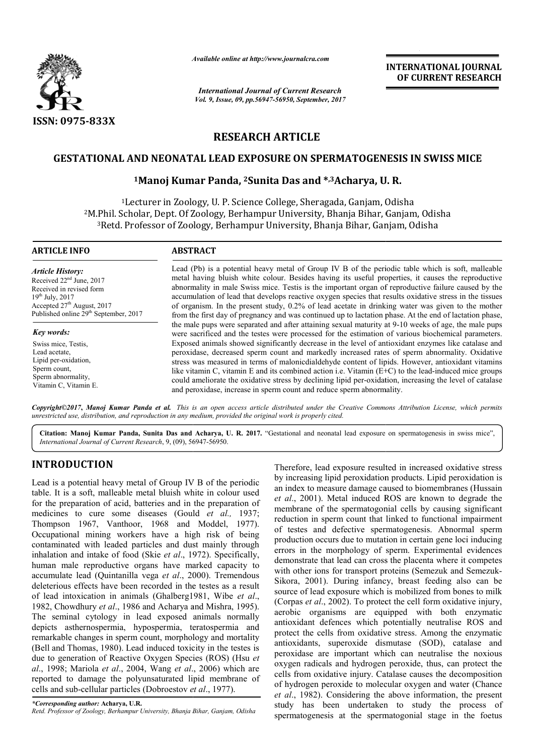*Available online at http://www.journalcra.com*

*International Journal of Current Research*
*Vol. 9, Issue, 09, pp.56947-56950, September, 2017*

**INTERNATIONAL JOURNAL OF CURRENT RESEARCH**

ISSN: 0975-833X

## RESEARCH ARTICLE

# GESTATIONAL AND NEONATAL LEAD EXPOSURE ON SPERMATOGENESIS IN SWISS MICE

**[1]Manoj Kumar Panda, [2]Sunita Das and *,[3]Acharya, U. R.**

[1]Lecturer in Zoology, U. P. Science College, Sheragada, Ganjam, Odisha
[2]M.Phil. Scholar, Dept. Of Zoology, Berhampur University, Bhanja Bihar, Ganjam, Odisha
[3]Retd. Professor of Zoology, Berhampur University, Bhanja Bihar, Ganjam, Odisha

### ARTICLE INFO

*Article History:*
Received 22[nd] June, 2017
Received in revised form
19[th] July, 2017
Accepted 27[th] August, 2017
Published online 29[th] September, 2017

*Key words:*

Swiss mice, Testis,
Lead acetate,
Lipid per-oxidation,
Sperm count,
Sperm abnormality,
Vitamin C, Vitamin E.

### ABSTRACT

Lead (Pb) is a potential heavy metal of Group IV B of the periodic table which is soft, malleable metal having bluish white colour. Besides having its useful properties, it causes the reproductive abnormality in male Swiss mice. Testis is the important organ of reproductive failure caused by the accumulation of lead that develops reactive oxygen species that results oxidative stress in the tissues of organism. In the present study, 0.2% of lead acetate in drinking water was given to the mother from the first day of pregnancy and was continued up to lactation phase. At the end of lactation phase, the male pups were separated and after attaining sexual maturity at 9-10 weeks of age, the male pups were sacrificed and the testes were processed for the estimation of various biochemical parameters. Exposed animals showed significantly decrease in the level of antioxidant enzymes like catalase and peroxidase, decreased sperm count and markedly increased rates of sperm abnormality. Oxidative stress was measured in terms of malonicdialdehyde content of lipids. However, antioxidant vitamins like vitamin C, vitamin E and its combined action i.e. Vitamin (E+C) to the lead-induced mice groups could ameliorate the oxidative stress by declining lipid per-oxidation, increasing the level of catalase and peroxidase, increase in sperm count and reduce sperm abnormality.

*Copyright©2017, Manoj Kumar Panda et al. This is an open access article distributed under the Creative Commons Attribution License, which permits unrestricted use, distribution, and reproduction in any medium, provided the original work is properly cited.*

**Citation: Manoj Kumar Panda, Sunita Das and Acharya, U. R. 2017.** "Gestational and neonatal lead exposure on spermatogenesis in swiss mice", *International Journal of Current Research*, 9, (09), 56947-56950.

## INTRODUCTION

Lead is a potential heavy metal of Group IV B of the periodic table. It is a soft, malleable metal bluish white in colour used for the preparation of acid, batteries and in the preparation of medicines to cure some diseases (Gould *et al.,* 1937; Thompson 1967, Vanthoor, 1968 and Moddel, 1977). Occupational mining workers have a high risk of being contaminated with leaded particles and dust mainly through inhalation and intake of food (Skie *et al*., 1972). Specifically, human male reproductive organs have marked capacity to accumulate lead (Quintanilla vega *et al*., 2000). Tremendous deleterious effects have been recorded in the testes as a result of lead intoxication in animals (Ghalberg1981, Wibe *et al*., 1982, Chowdhury *et al*., 1986 and Acharya and Mishra, 1995). The seminal cytology in lead exposed animals normally depicts asthernospermia, hypospermia, teratospermia and remarkable changes in sperm count, morphology and mortality (Bell and Thomas, 1980). Lead induced toxicity in the testes is due to generation of Reactive Oxygen Species (ROS) (Hsu *et al*., 1998; Mariola *et al*., 2004, Wang *et al*., 2006) which are reported to damage the polyunsaturated lipid membrane of cells and sub-cellular particles (Dobroestov *et al*., 1977).

Therefore, lead exposure resulted in increased oxidative stress by increasing lipid peroxidation products. Lipid peroxidation is an index to measure damage caused to biomembranes (Hussain *et al*., 2001). Metal induced ROS are known to degrade the membrane of the spermatogonial cells by causing significant reduction in sperm count that linked to functional impairment of testes and defective spermatogenesis. Abnormal sperm production occurs due to mutation in certain gene loci inducing errors in the morphology of sperm. Experimental evidences demonstrate that lead can cross the placenta where it competes with other ions for transport proteins (Semezuk and Semezuk-Sikora, 2001). During infancy, breast feeding also can be source of lead exposure which is mobilized from bones to milk (Corpas *et al*., 2002). To protect the cell form oxidative injury, aerobic organisms are equipped with both enzymatic antioxidant defences which potentially neutralise ROS and protect the cells from oxidative stress. Among the enzymatic antioxidants, superoxide dismutase (SOD), catalase and peroxidase are important which can neutralise the noxious oxygen radicals and hydrogen peroxide, thus, can protect the cells from oxidative injury. Catalase causes the decomposition of hydrogen peroxide to molecular oxygen and water (Chance *et al*., 1982). Considering the above information, the present study has been undertaken to study the process of spermatogenesis at the spermatogonial stage in the foetus

*\*Corresponding author:* **Acharya, U.R.**
*Retd. Professor of Zoology, Berhampur University, Bhanja Bihar, Ganjam, Odisha*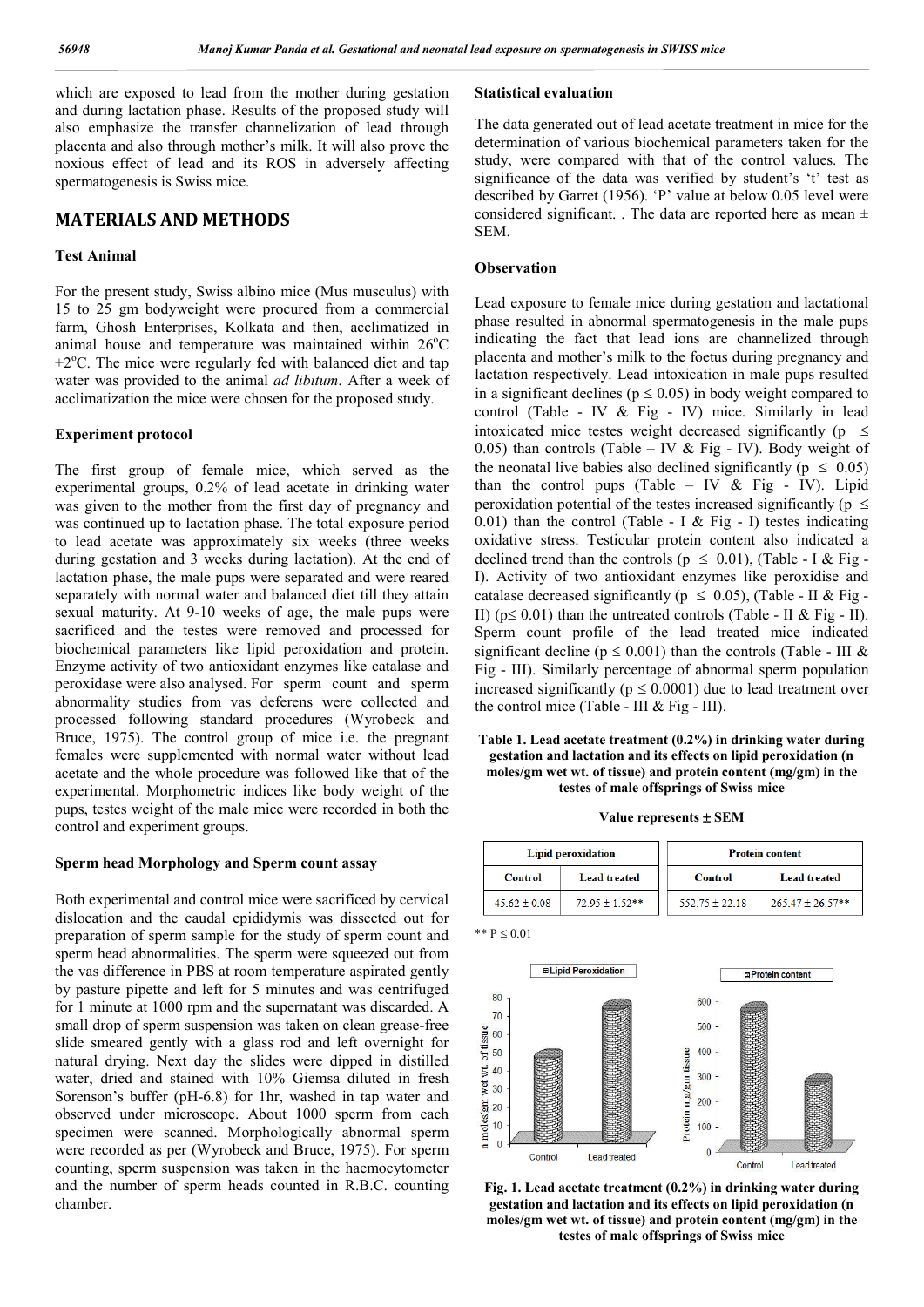which are exposed to lead from the mother during gestation and during lactation phase. Results of the proposed study will also emphasize the transfer channelization of lead through placenta and also through mother's milk. It will also prove the noxious effect of lead and its ROS in adversely affecting spermatogenesis is Swiss mice.

## MATERIALS AND METHODS

### Test Animal

For the present study, Swiss albino mice (Mus musculus) with 15 to 25 gm bodyweight were procured from a commercial farm, Ghosh Enterprises, Kolkata and then, acclimatized in animal house and temperature was maintained within 26$^{o}$C +2$^{o}$C. The mice were regularly fed with balanced diet and tap water was provided to the animal *ad libitum*. After a week of acclimatization the mice were chosen for the proposed study.

### Experiment protocol

The first group of female mice, which served as the experimental groups, 0.2% of lead acetate in drinking water was given to the mother from the first day of pregnancy and was continued up to lactation phase. The total exposure period to lead acetate was approximately six weeks (three weeks during gestation and 3 weeks during lactation). At the end of lactation phase, the male pups were separated and were reared separately with normal water and balanced diet till they attain sexual maturity. At 9-10 weeks of age, the male pups were sacrificed and the testes were removed and processed for biochemical parameters like lipid peroxidation and protein. Enzyme activity of two antioxidant enzymes like catalase and peroxidase were also analysed. For sperm count and sperm abnormality studies from vas deferens were collected and processed following standard procedures (Wyrobeck and Bruce, 1975). The control group of mice i.e. the pregnant females were supplemented with normal water without lead acetate and the whole procedure was followed like that of the experimental. Morphometric indices like body weight of the pups, testes weight of the male mice were recorded in both the control and experiment groups.

### Sperm head Morphology and Sperm count assay

Both experimental and control mice were sacrificed by cervical dislocation and the caudal epididymis was dissected out for preparation of sperm sample for the study of sperm count and sperm head abnormalities. The sperm were squeezed out from the vas difference in PBS at room temperature aspirated gently by pasture pipette and left for 5 minutes and was centrifuged for 1 minute at 1000 rpm and the supernatant was discarded. A small drop of sperm suspension was taken on clean grease-free slide smeared gently with a glass rod and left overnight for natural drying. Next day the slides were dipped in distilled water, dried and stained with 10% Giemsa diluted in fresh Sorenson's buffer (pH-6.8) for 1hr, washed in tap water and observed under microscope. About 1000 sperm from each specimen were scanned. Morphologically abnormal sperm were recorded as per (Wyrobeck and Bruce, 1975). For sperm counting, sperm suspension was taken in the haemocytometer and the number of sperm heads counted in R.B.C. counting chamber.

### Statistical evaluation

The data generated out of lead acetate treatment in mice for the determination of various biochemical parameters taken for the study, were compared with that of the control values. The significance of the data was verified by student's 't' test as described by Garret (1956). 'P' value at below 0.05 level were considered significant. . The data are reported here as mean ± SEM.

### Observation

Lead exposure to female mice during gestation and lactational phase resulted in abnormal spermatogenesis in the male pups indicating the fact that lead ions are channelized through placenta and mother's milk to the foetus during pregnancy and lactation respectively. Lead intoxication in male pups resulted in a significant declines ($p \leq 0.05$) in body weight compared to control (Table - IV & Fig - IV) mice. Similarly in lead intoxicated mice testes weight decreased significantly ($p \leq 0.05$) than controls (Table – IV & Fig - IV). Body weight of the neonatal live babies also declined significantly ($p \leq 0.05$) than the control pups (Table – IV & Fig - IV). Lipid peroxidation potential of the testes increased significantly ($p \leq 0.01$) than the control (Table - I & Fig - I) testes indicating oxidative stress. Testicular protein content also indicated a declined trend than the controls ($p \leq 0.01$), (Table - I & Fig - I). Activity of two antioxidant enzymes like peroxidise and catalase decreased significantly ($p \leq 0.05$), (Table - II & Fig - II) ($p \leq 0.01$) than the untreated controls (Table - II & Fig - II). Sperm count profile of the lead treated mice indicated significant decline ($p \leq 0.001$) than the controls (Table - III & Fig - III). Similarly percentage of abnormal sperm population increased significantly ($p \leq 0.0001$) due to lead treatment over the control mice (Table - III & Fig - III).

**Table 1. Lead acetate treatment (0.2%) in drinking water during gestation and lactation and its effects on lipid peroxidation (n moles/gm wet wt. of tissue) and protein content (mg/gm) in the testes of male offsprings of Swiss mice**

**Value represents ± SEM**

| Lipid peroxidation | | Protein content | |
|---|---|---|---|
| Control | Lead treated | Control | Lead treated |
| 45.62 ± 0.08 | 72.95 ± 1.52** | 552.75 ± 22.18 | 265.47 ± 26.57** |

** P ≤ 0.01

**Fig. 1. Lead acetate treatment (0.2%) in drinking water during gestation and lactation and its effects on lipid peroxidation (n moles/gm wet wt. of tissue) and protein content (mg/gm) in the testes of male offsprings of Swiss mice**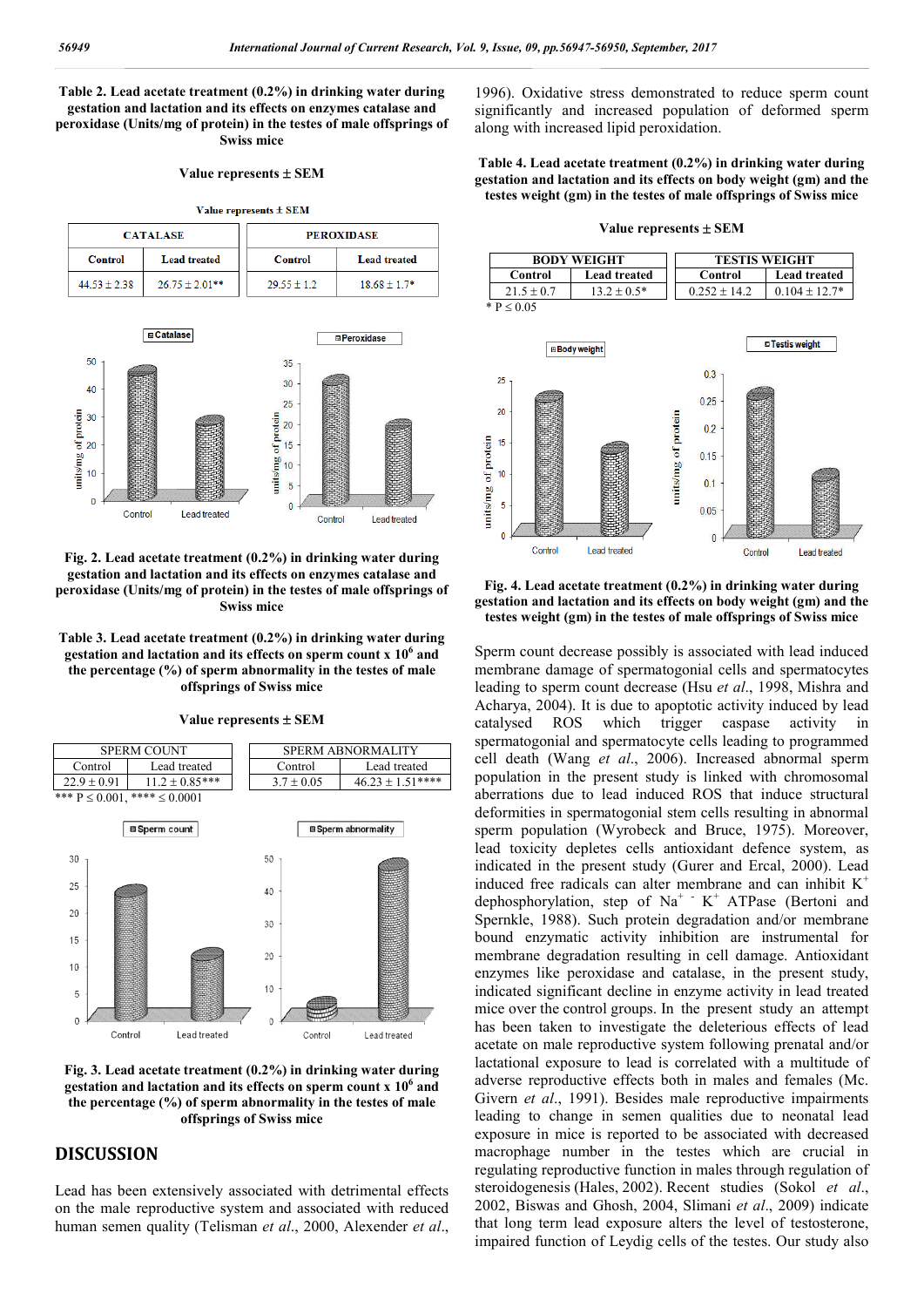**Table 2. Lead acetate treatment (0.2%) in drinking water during gestation and lactation and its effects on enzymes catalase and peroxidase (Units/mg of protein) in the testes of male offsprings of Swiss mice**

**Value represents ± SEM**

| CATALASE | | PEROXIDASE | |
|---|---|---|---|
| Control | Lead treated | Control | Lead treated |
| 44.53 ± 2.38 | 26.75 ± 2.01** | 29.55 ± 1.2 | 18.68 ± 1.7* |

**Fig. 2. Lead acetate treatment (0.2%) in drinking water during gestation and lactation and its effects on enzymes catalase and peroxidase (Units/mg of protein) in the testes of male offsprings of Swiss mice**

**Table 3. Lead acetate treatment (0.2%) in drinking water during gestation and lactation and its effects on sperm count x $10^6$ and the percentage (%) of sperm abnormality in the testes of male offsprings of Swiss mice**

**Value represents ± SEM**

| SPERM COUNT | | SPERM ABNORMALITY | |
|---|---|---|---|
| Control | Lead treated | Control | Lead treated |
| 22.9 ± 0.91 | 11.2 ± 0.85*** | 3.7 ± 0.05 | 46.23 ± 1.51**** |

*** P ≤ 0.001, **** ≤ 0.0001

**Fig. 3. Lead acetate treatment (0.2%) in drinking water during gestation and lactation and its effects on sperm count x $10^6$ and the percentage (%) of sperm abnormality in the testes of male offsprings of Swiss mice**

## DISCUSSION

Lead has been extensively associated with detrimental effects on the male reproductive system and associated with reduced human semen quality (Telisman *et al*., 2000, Alexender *et al*., 1996). Oxidative stress demonstrated to reduce sperm count significantly and increased population of deformed sperm along with increased lipid peroxidation.

**Table 4. Lead acetate treatment (0.2%) in drinking water during gestation and lactation and its effects on body weight (gm) and the testes weight (gm) in the testes of male offsprings of Swiss mice**

**Value represents ± SEM**

| BODY WEIGHT | | TESTIS WEIGHT | |
|---|---|---|---|
| Control | Lead treated | Control | Lead treated |
| 21.5 ± 0.7 | 13.2 ± 0.5* | 0.252 ± 14.2 | 0.104 ± 12.7* |

* P ≤ 0.05

**Fig. 4. Lead acetate treatment (0.2%) in drinking water during gestation and lactation and its effects on body weight (gm) and the testes weight (gm) in the testes of male offsprings of Swiss mice**

Sperm count decrease possibly is associated with lead induced membrane damage of spermatogonial cells and spermatocytes leading to sperm count decrease (Hsu *et al*., 1998, Mishra and Acharya, 2004). It is due to apoptotic activity induced by lead catalysed ROS which trigger caspase activity in spermatogonial and spermatocyte cells leading to programmed cell death (Wang *et al*., 2006). Increased abnormal sperm population in the present study is linked with chromosomal aberrations due to lead induced ROS that induce structural deformities in spermatogonial stem cells resulting in abnormal sperm population (Wyrobeck and Bruce, 1975). Moreover, lead toxicity depletes cells antioxidant defence system, as indicated in the present study (Gurer and Ercal, 2000). Lead induced free radicals can alter membrane and can inhibit $K^+$ dephosphorylation, step of $Na^+$ - $K^+$ ATPase (Bertoni and Spernkle, 1988). Such protein degradation and/or membrane bound enzymatic activity inhibition are instrumental for membrane degradation resulting in cell damage. Antioxidant enzymes like peroxidase and catalase, in the present study, indicated significant decline in enzyme activity in lead treated mice over the control groups. In the present study an attempt has been taken to investigate the deleterious effects of lead acetate on male reproductive system following prenatal and/or lactational exposure to lead is correlated with a multitude of adverse reproductive effects both in males and females (Mc. Givern *et al*., 1991). Besides male reproductive impairments leading to change in semen qualities due to neonatal lead exposure in mice is reported to be associated with decreased macrophage number in the testes which are crucial in regulating reproductive function in males through regulation of steroidogenesis (Hales, 2002). Recent studies (Sokol *et al*., 2002, Biswas and Ghosh, 2004, Slimani *et al*., 2009) indicate that long term lead exposure alters the level of testosterone, impaired function of Leydig cells of the testes. Our study also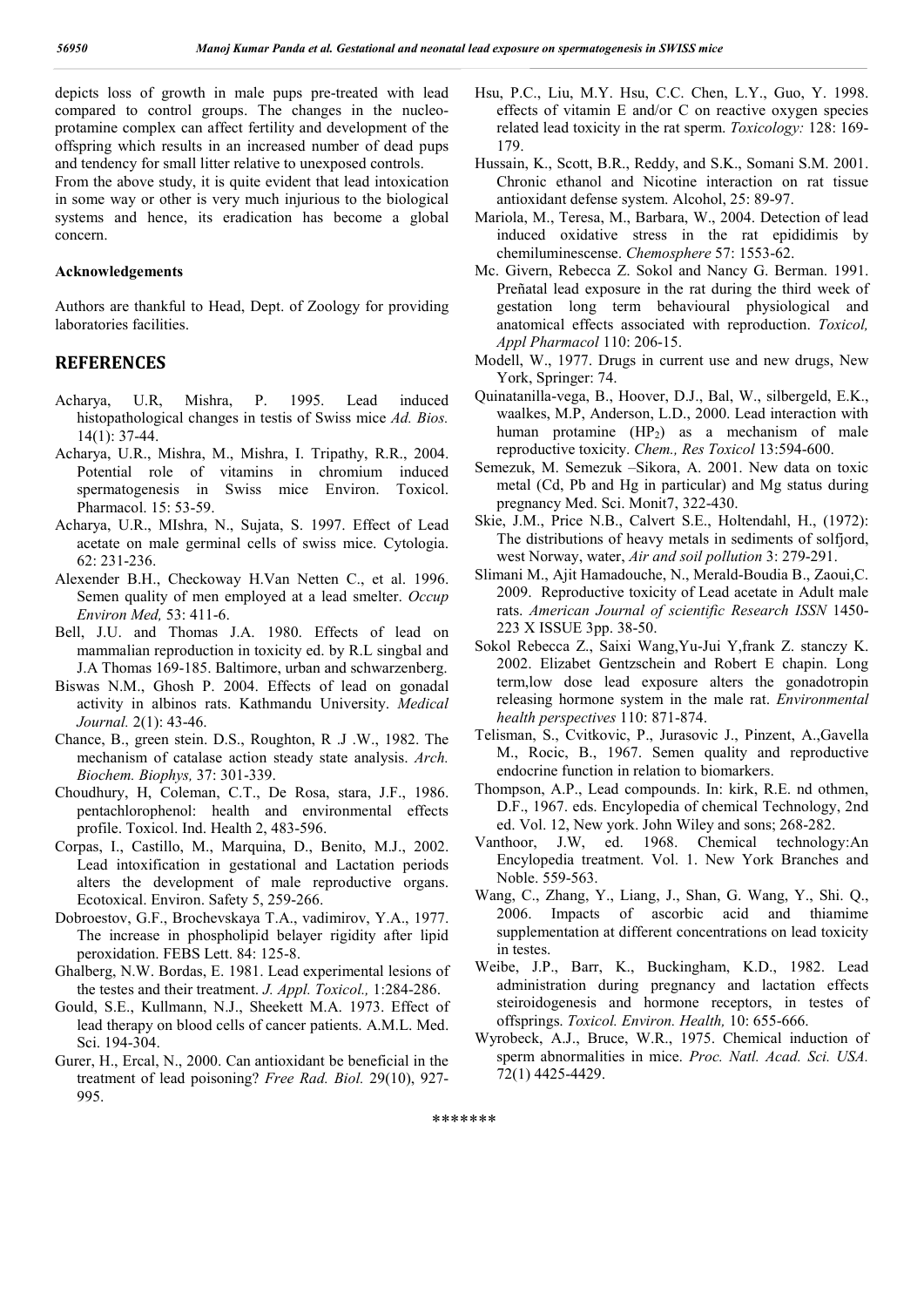depicts loss of growth in male pups pre-treated with lead compared to control groups. The changes in the nucleo-protamine complex can affect fertility and development of the offspring which results in an increased number of dead pups and tendency for small litter relative to unexposed controls.

From the above study, it is quite evident that lead intoxication in some way or other is very much injurious to the biological systems and hence, its eradication has become a global concern.

### Acknowledgements

Authors are thankful to Head, Dept. of Zoology for providing laboratories facilities.

## REFERENCES

- Acharya, U.R, Mishra, P. 1995. Lead induced histopathological changes in testis of Swiss mice *Ad. Bios.* 14(1): 37-44.
- Acharya, U.R., Mishra, M., Mishra, I. Tripathy, R.R., 2004. Potential role of vitamins in chromium induced spermatogenesis in Swiss mice Environ. Toxicol. Pharmacol. 15: 53-59.
- Acharya, U.R., MIshra, N., Sujata, S. 1997. Effect of Lead acetate on male germinal cells of swiss mice. Cytologia. 62: 231-236.
- Alexender B.H., Checkoway H.Van Netten C., et al. 1996. Semen quality of men employed at a lead smelter. *Occup Environ Med,* 53: 411-6.
- Bell, J.U. and Thomas J.A. 1980. Effects of lead on mammalian reproduction in toxicity ed. by R.L singbal and J.A Thomas 169-185. Baltimore, urban and schwarzenberg.
- Biswas N.M., Ghosh P. 2004. Effects of lead on gonadal activity in albinos rats. Kathmandu University. *Medical Journal.* 2(1): 43-46.
- Chance, B., green stein. D.S., Roughton, R .J .W., 1982. The mechanism of catalase action steady state analysis. *Arch. Biochem. Biophys,* 37: 301-339.
- Choudhury, H, Coleman, C.T., De Rosa, stara, J.F., 1986. pentachlorophenol: health and environmental effects profile. Toxicol. Ind. Health 2, 483-596.
- Corpas, I., Castillo, M., Marquina, D., Benito, M.J., 2002. Lead intoxification in gestational and Lactation periods alters the development of male reproductive organs. Ecotoxical. Environ. Safety 5, 259-266.
- Dobroestov, G.F., Brochevskaya T.A., vadimirov, Y.A., 1977. The increase in phospholipid belayer rigidity after lipid peroxidation. FEBS Lett. 84: 125-8.
- Ghalberg, N.W. Bordas, E. 1981. Lead experimental lesions of the testes and their treatment. *J. Appl. Toxicol.,* 1:284-286.
- Gould, S.E., Kullmann, N.J., Sheekett M.A. 1973. Effect of lead therapy on blood cells of cancer patients. A.M.L. Med. Sci. 194-304.
- Gurer, H., Ercal, N., 2000. Can antioxidant be beneficial in the treatment of lead poisoning? *Free Rad. Biol.* 29(10), 927-995.
- Hsu, P.C., Liu, M.Y. Hsu, C.C. Chen, L.Y., Guo, Y. 1998. effects of vitamin E and/or C on reactive oxygen species related lead toxicity in the rat sperm. *Toxicology:* 128: 169-179.
- Hussain, K., Scott, B.R., Reddy, and S.K., Somani S.M. 2001. Chronic ethanol and Nicotine interaction on rat tissue antioxidant defense system. Alcohol, 25: 89-97.
- Mariola, M., Teresa, M., Barbara, W., 2004. Detection of lead induced oxidative stress in the rat epididimis by chemiluminescense. *Chemosphere* 57: 1553-62.
- Mc. Givern, Rebecca Z. Sokol and Nancy G. Berman. 1991. Preñatal lead exposure in the rat during the third week of gestation long term behavioural physiological and anatomical effects associated with reproduction. *Toxicol, Appl Pharmacol* 110: 206-15.
- Modell, W., 1977. Drugs in current use and new drugs, New York, Springer: 74.
- Quinatanilla-vega, B., Hoover, D.J., Bal, W., silbergeld, E.K., waalkes, M.P, Anderson, L.D., 2000. Lead interaction with human protamine ($HP_2$) as a mechanism of male reproductive toxicity. *Chem., Res Toxicol* 13:594-600.
- Semezuk, M. Semezuk –Sikora, A. 2001. New data on toxic metal (Cd, Pb and Hg in particular) and Mg status during pregnancy Med. Sci. Monit7, 322-430.
- Skie, J.M., Price N.B., Calvert S.E., Holtendahl, H., (1972): The distributions of heavy metals in sediments of solfjord, west Norway, water, *Air and soil pollution* 3: 279-291.
- Slimani M., Ajit Hamadouche, N., Merald-Boudia B., Zaoui,C. 2009. Reproductive toxicity of Lead acetate in Adult male rats. *American Journal of scientific Research ISSN* 1450-223 X ISSUE 3pp. 38-50.
- Sokol Rebecca Z., Saixi Wang,Yu-Jui Y,frank Z. stanczy K. 2002. Elizabet Gentzschein and Robert E chapin. Long term,low dose lead exposure alters the gonadotropin releasing hormone system in the male rat. *Environmental health perspectives* 110: 871-874.
- Telisman, S., Cvitkovic, P., Jurasovic J., Pinzent, A.,Gavella M., Rocic, B., 1967. Semen quality and reproductive endocrine function in relation to biomarkers.
- Thompson, A.P., Lead compounds. In: kirk, R.E. nd othmen, D.F., 1967. eds. Encylopedia of chemical Technology, 2nd ed. Vol. 12, New york. John Wiley and sons; 268-282.
- Vanthoor, J.W, ed. 1968. Chemical technology:An Encylopedia treatment. Vol. 1. New York Branches and Noble. 559-563.
- Wang, C., Zhang, Y., Liang, J., Shan, G. Wang, Y., Shi. Q., 2006. Impacts of ascorbic acid and thiamime supplementation at different concentrations on lead toxicity in testes.
- Weibe, J.P., Barr, K., Buckingham, K.D., 1982. Lead administration during pregnancy and lactation effects steiroidogenesis and hormone receptors, in testes of offsprings. *Toxicol. Environ. Health,* 10: 655-666.
- Wyrobeck, A.J., Bruce, W.R., 1975. Chemical induction of sperm abnormalities in mice. *Proc. Natl. Acad. Sci. USA.* 72(1) 4425-4429.

\*\*\*\*\*\*\*